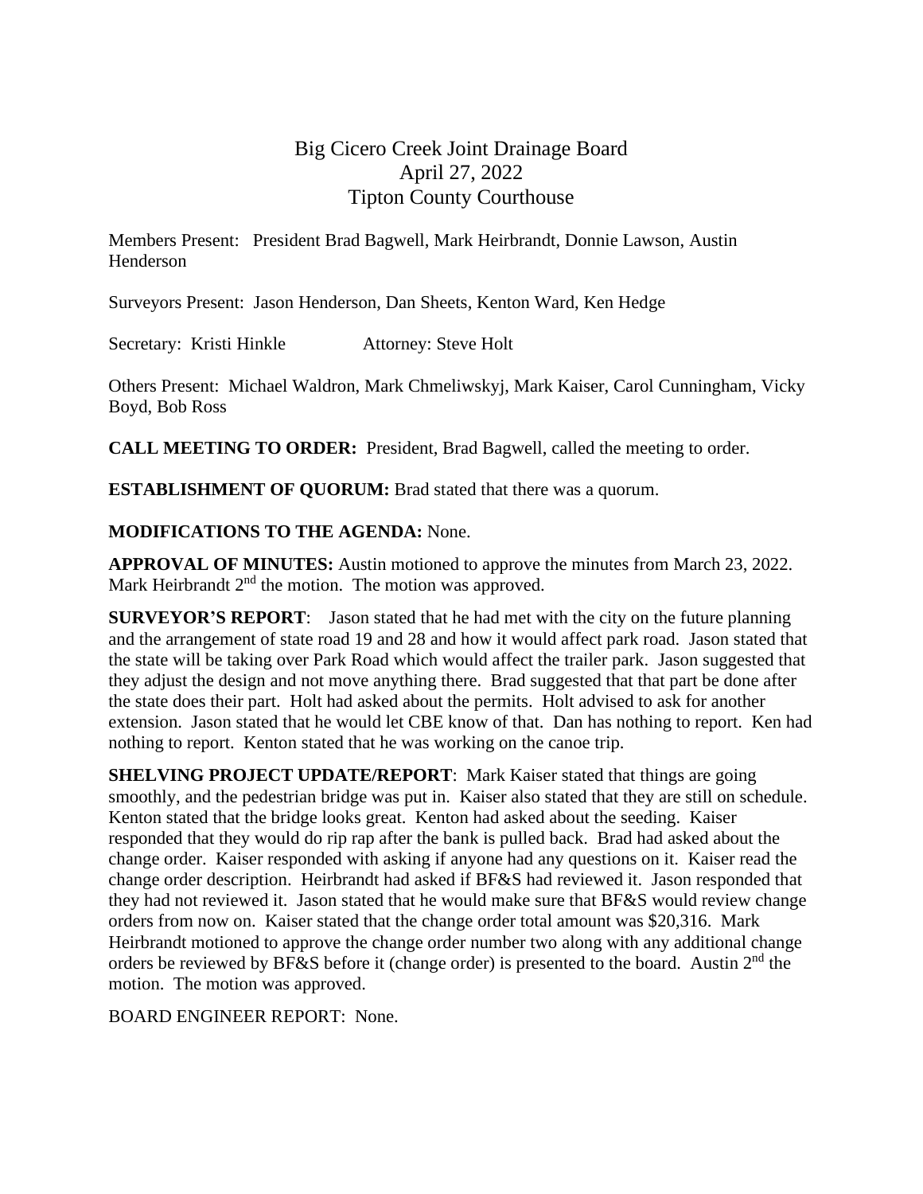# Big Cicero Creek Joint Drainage Board
## April 27, 2022
## Tipton County Courthouse

Members Present: President Brad Bagwell, Mark Heirbrandt, Donnie Lawson, Austin Henderson

Surveyors Present: Jason Henderson, Dan Sheets, Kenton Ward, Ken Hedge

Secretary: Kristi Hinkle Attorney: Steve Holt

Others Present: Michael Waldron, Mark Chmeliwskyj, Mark Kaiser, Carol Cunningham, Vicky Boyd, Bob Ross

**CALL MEETING TO ORDER:** President, Brad Bagwell, called the meeting to order.

**ESTABLISHMENT OF QUORUM:** Brad stated that there was a quorum.

**MODIFICATIONS TO THE AGENDA:** None.

**APPROVAL OF MINUTES:** Austin motioned to approve the minutes from March 23, 2022. Mark Heirbrandt 2nd the motion. The motion was approved.

**SURVEYOR'S REPORT**: Jason stated that he had met with the city on the future planning and the arrangement of state road 19 and 28 and how it would affect park road. Jason stated that the state will be taking over Park Road which would affect the trailer park. Jason suggested that they adjust the design and not move anything there. Brad suggested that that part be done after the state does their part. Holt had asked about the permits. Holt advised to ask for another extension. Jason stated that he would let CBE know of that. Dan has nothing to report. Ken had nothing to report. Kenton stated that he was working on the canoe trip.

**SHELVING PROJECT UPDATE/REPORT**: Mark Kaiser stated that things are going smoothly, and the pedestrian bridge was put in. Kaiser also stated that they are still on schedule. Kenton stated that the bridge looks great. Kenton had asked about the seeding. Kaiser responded that they would do rip rap after the bank is pulled back. Brad had asked about the change order. Kaiser responded with asking if anyone had any questions on it. Kaiser read the change order description. Heirbrandt had asked if BF&S had reviewed it. Jason responded that they had not reviewed it. Jason stated that he would make sure that BF&S would review change orders from now on. Kaiser stated that the change order total amount was $20,316. Mark Heirbrandt motioned to approve the change order number two along with any additional change orders be reviewed by BF&S before it (change order) is presented to the board. Austin 2nd the motion. The motion was approved.

BOARD ENGINEER REPORT: None.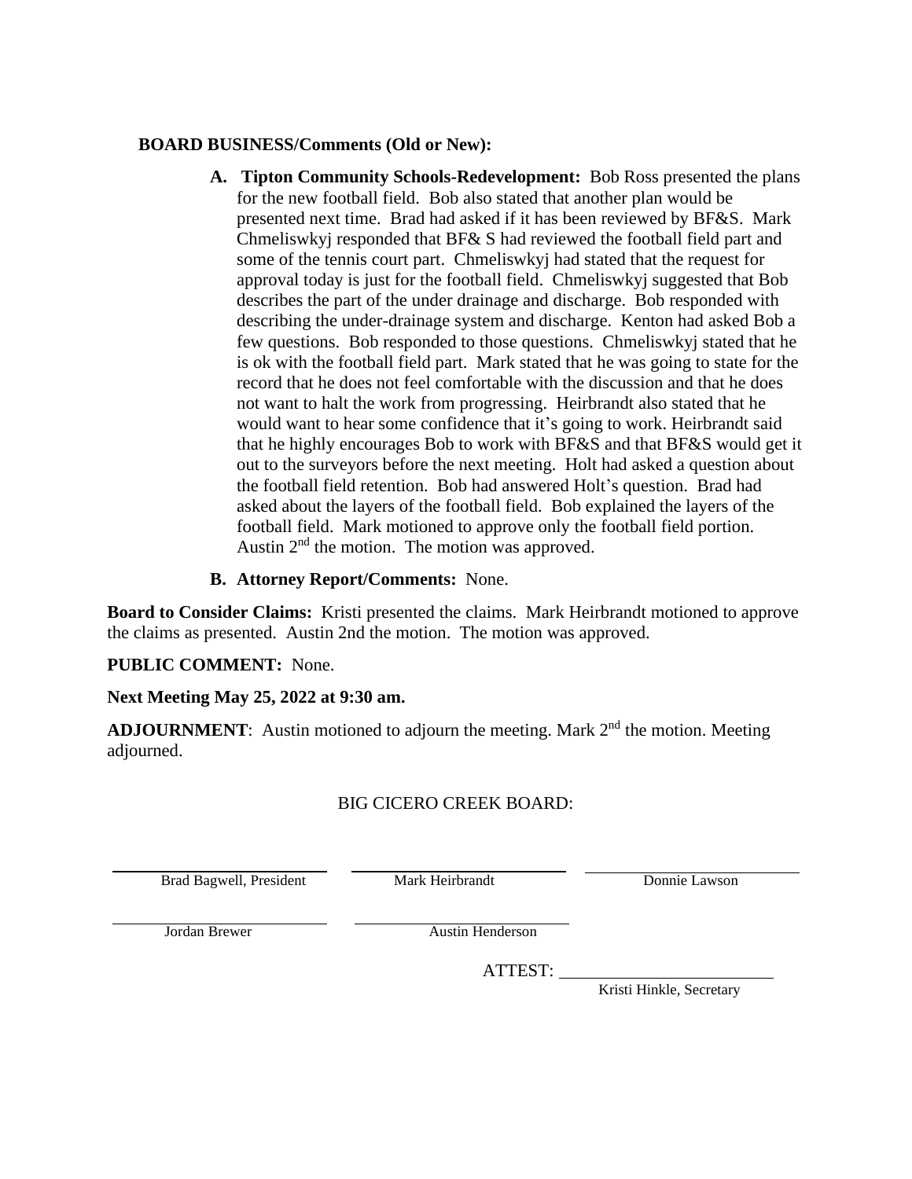**BOARD BUSINESS/Comments (Old or New):**

A. **Tipton Community Schools-Redevelopment:** Bob Ross presented the plans for the new football field. Bob also stated that another plan would be presented next time. Brad had asked if it has been reviewed by BF&S. Mark Chmeliswkyj responded that BF& S had reviewed the football field part and some of the tennis court part. Chmeliswkyj had stated that the request for approval today is just for the football field. Chmeliswkyj suggested that Bob describes the part of the under drainage and discharge. Bob responded with describing the under-drainage system and discharge. Kenton had asked Bob a few questions. Bob responded to those questions. Chmeliswkyj stated that he is ok with the football field part. Mark stated that he was going to state for the record that he does not feel comfortable with the discussion and that he does not want to halt the work from progressing. Heirbrandt also stated that he would want to hear some confidence that it's going to work. Heirbrandt said that he highly encourages Bob to work with BF&S and that BF&S would get it out to the surveyors before the next meeting. Holt had asked a question about the football field retention. Bob had answered Holt's question. Brad had asked about the layers of the football field. Bob explained the layers of the football field. Mark motioned to approve only the football field portion. Austin 2nd the motion. The motion was approved.

B. **Attorney Report/Comments:** None.

**Board to Consider Claims:** Kristi presented the claims. Mark Heirbrandt motioned to approve the claims as presented. Austin 2nd the motion. The motion was approved.

**PUBLIC COMMENT:** None.

**Next Meeting May 25, 2022 at 9:30 am.**

**ADJOURNMENT**: Austin motioned to adjourn the meeting. Mark 2nd the motion. Meeting adjourned.

BIG CICERO CREEK BOARD:

Brad Bagwell, President

Mark Heirbrandt

Donnie Lawson

Jordan Brewer

Austin Henderson

ATTEST:

Kristi Hinkle, Secretary